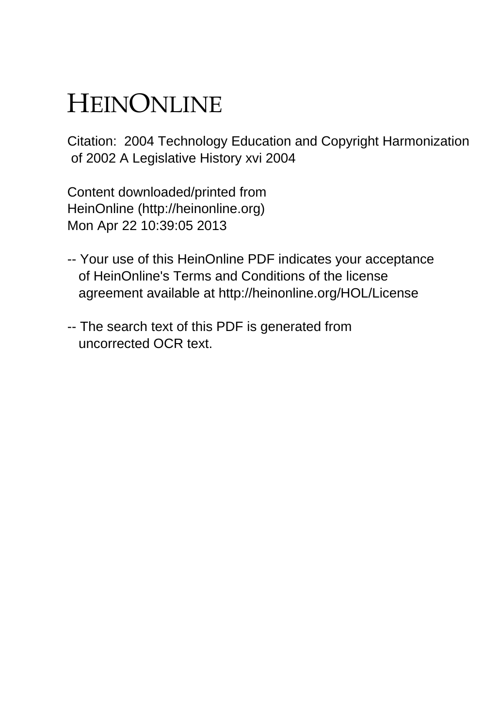# HEINONLINE

Citation: 2004 Technology Education and Copyright Harmonization of 2002 A Legislative History xvi 2004

Content downloaded/printed from
HeinOnline (http://heinonline.org)
Mon Apr 22 10:39:05 2013

-- Your use of this HeinOnline PDF indicates your acceptance of HeinOnline's Terms and Conditions of the license agreement available at http://heinonline.org/HOL/License

-- The search text of this PDF is generated from uncorrected OCR text.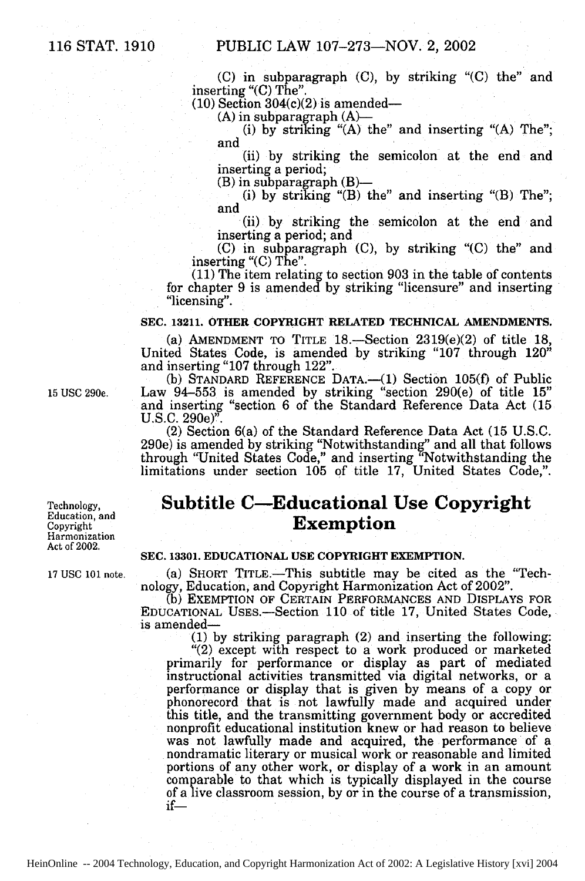(C) in subparagraph (C), by striking "(C) the" and inserting "(C) The".

(10) Section 304(c)(2) is amended—

(A) in subparagraph (A)—

(i) by striking "(A) the" and inserting "(A) The"; and

(ii) by striking the semicolon at the end and inserting a period;

(B) in subparagraph (B)—

(i) by striking "(B) the" and inserting "(B) The"; and

(ii) by striking the semicolon at the end and inserting a period; and

(C) in subparagraph (C), by striking "(C) the" and inserting "(C) The".

(11) The item relating to section 903 in the table of contents for chapter 9 is amended by striking "licensure" and inserting "licensing".

**SEC. 13211. OTHER COPYRIGHT RELATED TECHNICAL AMENDMENTS.**

(a) AMENDMENT TO TITLE 18.—Section 2319(e)(2) of title 18, United States Code, is amended by striking "107 through 120" and inserting "107 through 122".

(b) STANDARD REFERENCE DATA.—(1) Section 105(f) of Public Law 94–553 is amended by striking "section 290(e) of title 15" and inserting "section 6 of the Standard Reference Data Act (15 U.S.C. 290e)".

15 USC 290e.

(2) Section 6(a) of the Standard Reference Data Act (15 U.S.C. 290e) is amended by striking "Notwithstanding" and all that follows through "United States Code," and inserting "Notwithstanding the limitations under section 105 of title 17, United States Code,".

## Subtitle C—Educational Use Copyright Exemption

Technology, Education, and Copyright Harmonization Act of 2002.

**SEC. 13301. EDUCATIONAL USE COPYRIGHT EXEMPTION.**

17 USC 101 note.

(a) SHORT TITLE.—This subtitle may be cited as the "Technology, Education, and Copyright Harmonization Act of 2002".

(b) EXEMPTION OF CERTAIN PERFORMANCES AND DISPLAYS FOR EDUCATIONAL USES.—Section 110 of title 17, United States Code, is amended—

(1) by striking paragraph (2) and inserting the following:

"(2) except with respect to a work produced or marketed primarily for performance or display as part of mediated instructional activities transmitted via digital networks, or a performance or display that is given by means of a copy or phonorecord that is not lawfully made and acquired under this title, and the transmitting government body or accredited nonprofit educational institution knew or had reason to believe was not lawfully made and acquired, the performance of a nondramatic literary or musical work or reasonable and limited portions of any other work, or display of a work in an amount comparable to that which is typically displayed in the course of a live classroom session, by or in the course of a transmission, if—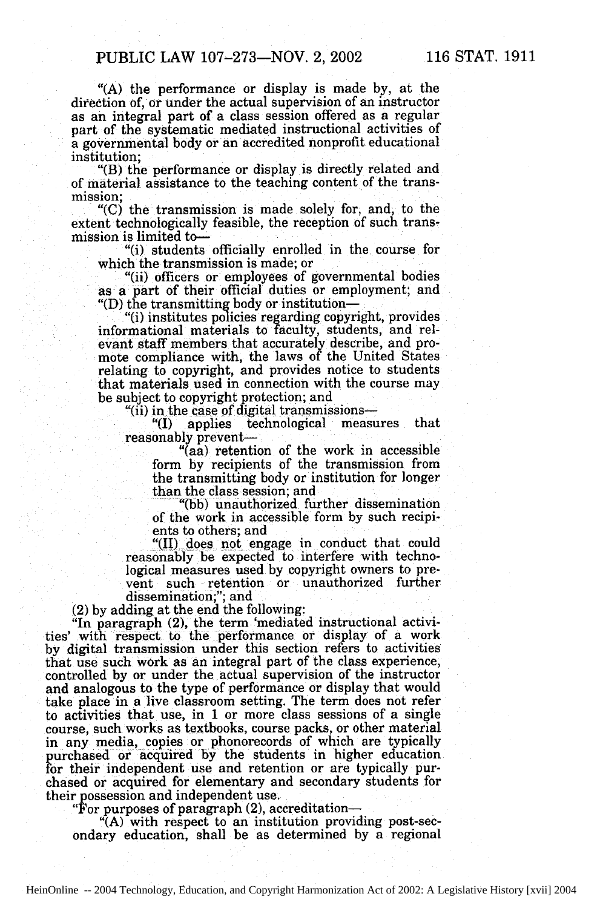"(A) the performance or display is made by, at the direction of, or under the actual supervision of an instructor as an integral part of a class session offered as a regular part of the systematic mediated instructional activities of a governmental body or an accredited nonprofit educational institution;

"(B) the performance or display is directly related and of material assistance to the teaching content of the transmission;

"(C) the transmission is made solely for, and, to the extent technologically feasible, the reception of such transmission is limited to—

"(i) students officially enrolled in the course for which the transmission is made; or

"(ii) officers or employees of governmental bodies as a part of their official duties or employment; and

"(D) the transmitting body or institution—

"(i) institutes policies regarding copyright, provides informational materials to faculty, students, and relevant staff members that accurately describe, and promote compliance with, the laws of the United States relating to copyright, and provides notice to students that materials used in connection with the course may be subject to copyright protection; and

"(ii) in the case of digital transmissions—

"(I) applies technological measures that reasonably prevent—

"(aa) retention of the work in accessible form by recipients of the transmission from the transmitting body or institution for longer than the class session; and

"(bb) unauthorized further dissemination of the work in accessible form by such recipients to others; and

"(II) does not engage in conduct that could reasonably be expected to interfere with technological measures used by copyright owners to prevent such retention or unauthorized further dissemination;"; and

(2) by adding at the end the following:

"In paragraph (2), the term 'mediated instructional activities' with respect to the performance or display of a work by digital transmission under this section refers to activities that use such work as an integral part of the class experience, controlled by or under the actual supervision of the instructor and analogous to the type of performance or display that would take place in a live classroom setting. The term does not refer to activities that use, in 1 or more class sessions of a single course, such works as textbooks, course packs, or other material in any media, copies or phonorecords of which are typically purchased or acquired by the students in higher education for their independent use and retention or are typically purchased or acquired for elementary and secondary students for their possession and independent use.

"For purposes of paragraph (2), accreditation—

"(A) with respect to an institution providing post-secondary education, shall be as determined by a regional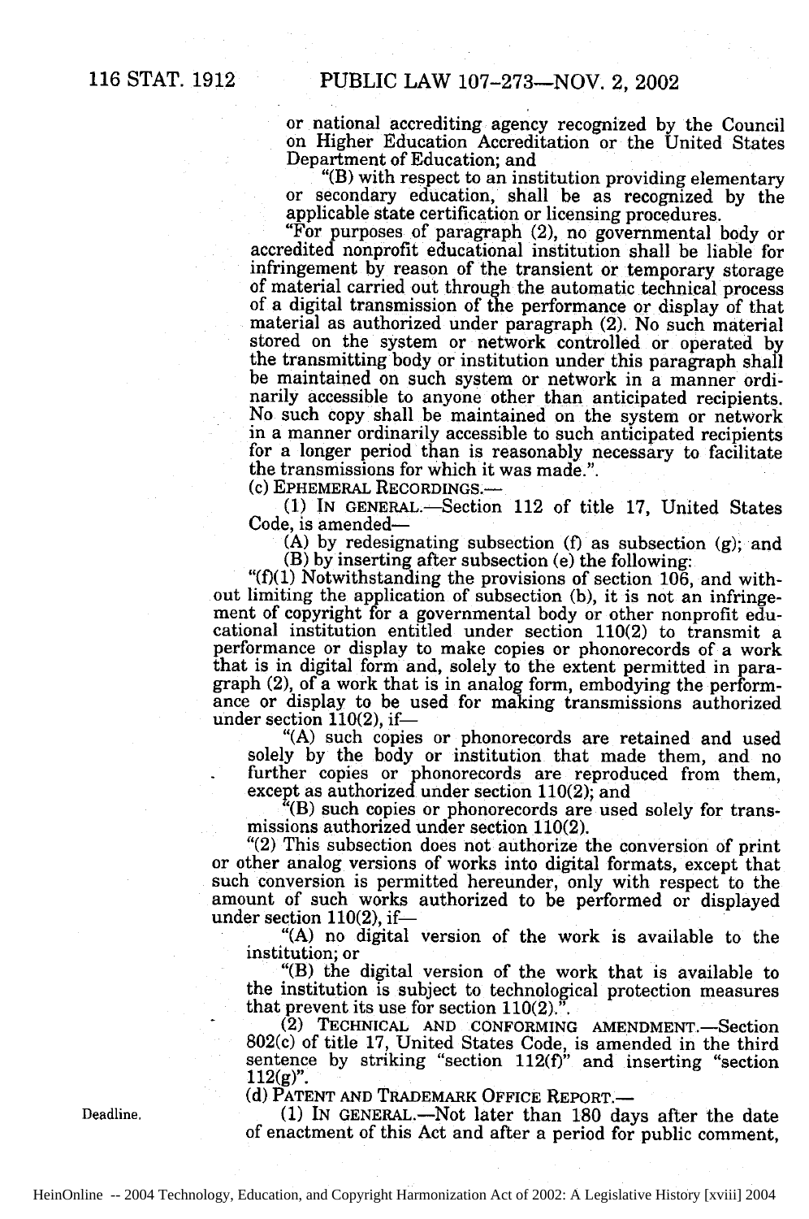or national accrediting agency recognized by the Council on Higher Education Accreditation or the United States Department of Education; and

"(B) with respect to an institution providing elementary or secondary education, shall be as recognized by the applicable state certification or licensing procedures.

"For purposes of paragraph (2), no governmental body or accredited nonprofit educational institution shall be liable for infringement by reason of the transient or temporary storage of material carried out through the automatic technical process of a digital transmission of the performance or display of that material as authorized under paragraph (2). No such material stored on the system or network controlled or operated by the transmitting body or institution under this paragraph shall be maintained on such system or network in a manner ordinarily accessible to anyone other than anticipated recipients. No such copy shall be maintained on the system or network in a manner ordinarily accessible to such anticipated recipients for a longer period than is reasonably necessary to facilitate the transmissions for which it was made.".

(c) EPHEMERAL RECORDINGS.—

(1) IN GENERAL.—Section 112 of title 17, United States Code, is amended—

(A) by redesignating subsection (f) as subsection (g); and

(B) by inserting after subsection (e) the following:

"(f)(1) Notwithstanding the provisions of section 106, and without limiting the application of subsection (b), it is not an infringement of copyright for a governmental body or other nonprofit educational institution entitled under section 110(2) to transmit a performance or display to make copies or phonorecords of a work that is in digital form and, solely to the extent permitted in paragraph (2), of a work that is in analog form, embodying the performance or display to be used for making transmissions authorized under section 110(2), if—

"(A) such copies or phonorecords are retained and used solely by the body or institution that made them, and no further copies or phonorecords are reproduced from them, except as authorized under section 110(2); and

"(B) such copies or phonorecords are used solely for transmissions authorized under section 110(2).

"(2) This subsection does not authorize the conversion of print or other analog versions of works into digital formats, except that such conversion is permitted hereunder, only with respect to the amount of such works authorized to be performed or displayed under section 110(2), if—

"(A) no digital version of the work is available to the institution; or

"(B) the digital version of the work that is available to the institution is subject to technological protection measures that prevent its use for section 110(2).".

(2) TECHNICAL AND CONFORMING AMENDMENT.—Section 802(c) of title 17, United States Code, is amended in the third sentence by striking "section 112(f)" and inserting "section 112(g)".

(d) PATENT AND TRADEMARK OFFICE REPORT.—

Deadline.

(1) IN GENERAL.—Not later than 180 days after the date of enactment of this Act and after a period for public comment,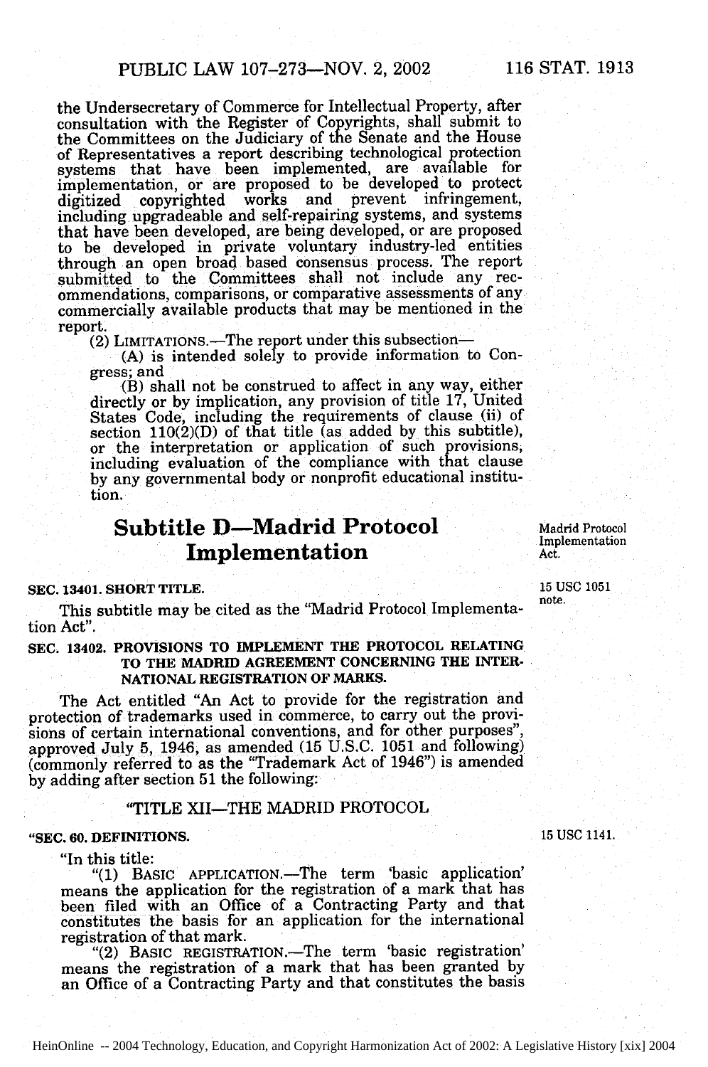the Undersecretary of Commerce for Intellectual Property, after consultation with the Register of Copyrights, shall submit to the Committees on the Judiciary of the Senate and the House of Representatives a report describing technological protection systems that have been implemented, are available for implementation, or are proposed to be developed to protect digitized copyrighted works and prevent infringement, including upgradeable and self-repairing systems, and systems that have been developed, are being developed, or are proposed to be developed in private voluntary industry-led entities through an open broad based consensus process. The report submitted to the Committees shall not include any recommendations, comparisons, or comparative assessments of any commercially available products that may be mentioned in the report.

(2) LIMITATIONS.—The report under this subsection—

(A) is intended solely to provide information to Congress; and

(B) shall not be construed to affect in any way, either directly or by implication, any provision of title 17, United States Code, including the requirements of clause (ii) of section 110(2)(D) of that title (as added by this subtitle), or the interpretation or application of such provisions, including evaluation of the compliance with that clause by any governmental body or nonprofit educational institution.

## Subtitle D—Madrid Protocol Implementation

Madrid Protocol Implementation Act.

**SEC. 13401. SHORT TITLE.**

15 USC 1051 note.

This subtitle may be cited as the "Madrid Protocol Implementation Act".

**SEC. 13402. PROVISIONS TO IMPLEMENT THE PROTOCOL RELATING TO THE MADRID AGREEMENT CONCERNING THE INTERNATIONAL REGISTRATION OF MARKS.**

The Act entitled "An Act to provide for the registration and protection of trademarks used in commerce, to carry out the provisions of certain international conventions, and for other purposes", approved July 5, 1946, as amended (15 U.S.C. 1051 and following) (commonly referred to as the "Trademark Act of 1946") is amended by adding after section 51 the following:

"TITLE XII—THE MADRID PROTOCOL

**"SEC. 60. DEFINITIONS.**

15 USC 1141.

"In this title:

"(1) BASIC APPLICATION.—The term 'basic application' means the application for the registration of a mark that has been filed with an Office of a Contracting Party and that constitutes the basis for an application for the international registration of that mark.

"(2) BASIC REGISTRATION.—The term 'basic registration' means the registration of a mark that has been granted by an Office of a Contracting Party and that constitutes the basis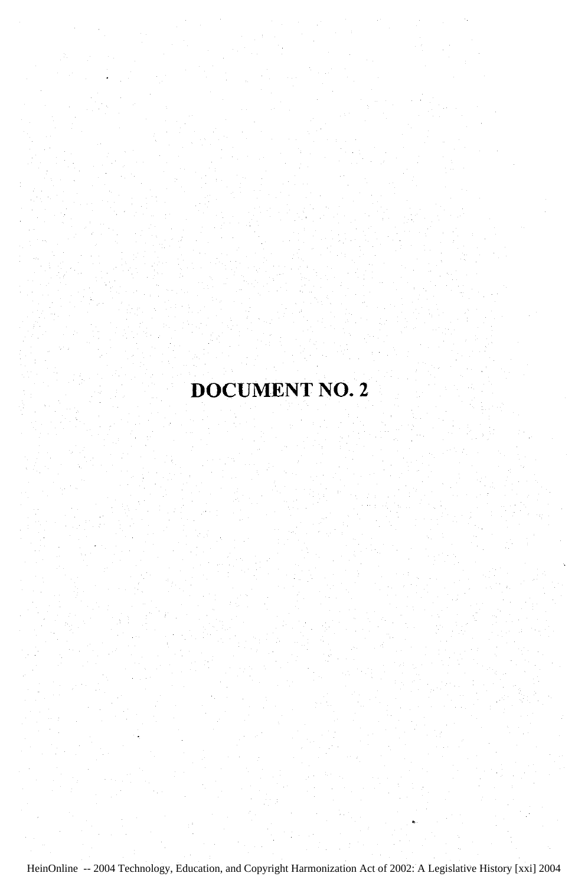# DOCUMENT NO. 2